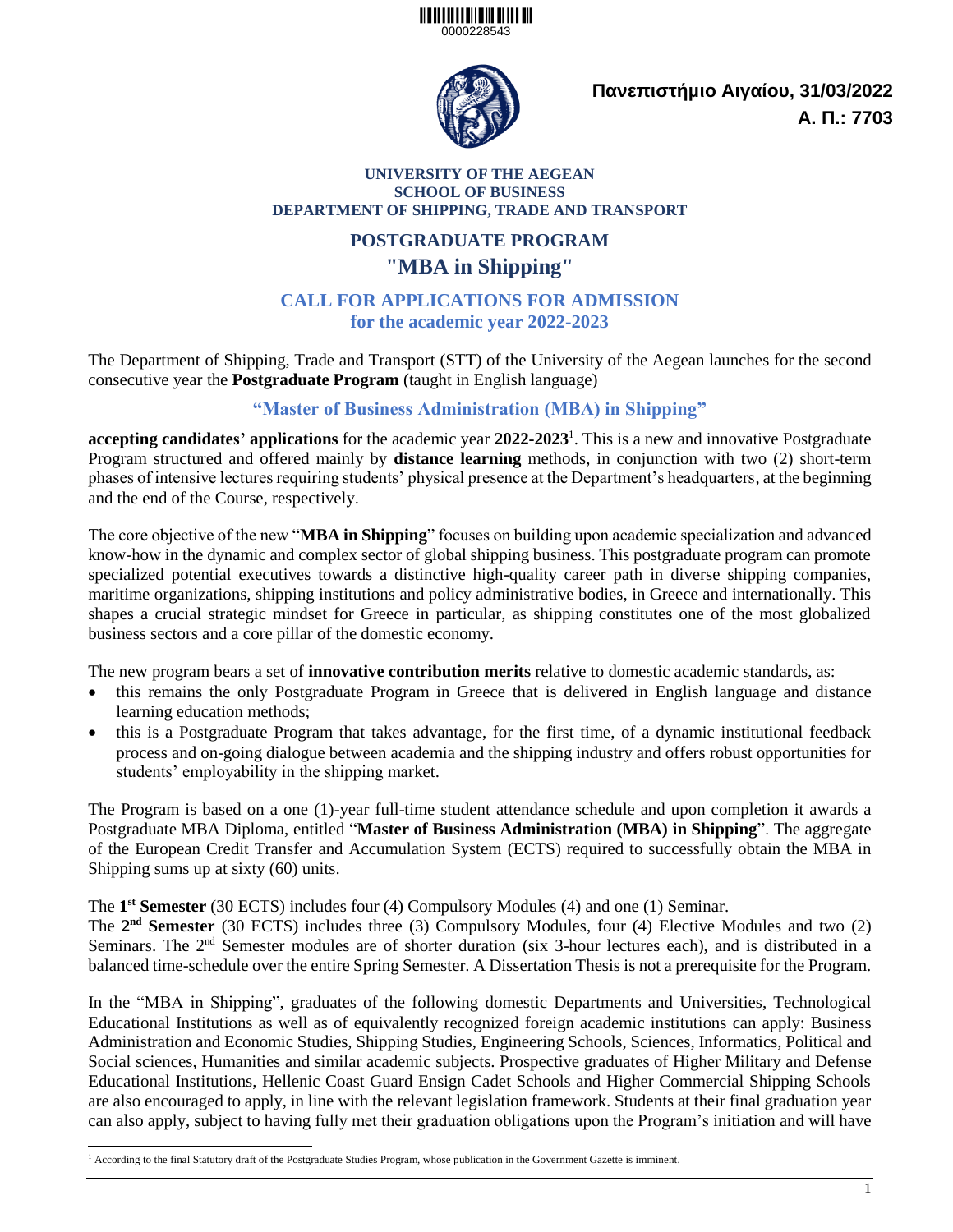0000228543

**Πανεπιστήμιο Αιγαίου, 31/03/2022**
**Α. Π.: 7703**

**UNIVERSITY OF THE AEGEAN**
**SCHOOL OF BUSINESS**
**DEPARTMENT OF SHIPPING, TRADE AND TRANSPORT**

# POSTGRADUATE PROGRAM
# "MBA in Shipping"

## CALL FOR APPLICATIONS FOR ADMISSION for the academic year 2022-2023

The Department of Shipping, Trade and Transport (STT) of the University of the Aegean launches for the second consecutive year the **Postgraduate Program** (taught in English language)

### "Master of Business Administration (MBA) in Shipping"

**accepting candidates' applications** for the academic year **2022-2023**[1]. This is a new and innovative Postgraduate Program structured and offered mainly by **distance learning** methods, in conjunction with two (2) short-term phases of intensive lectures requiring students' physical presence at the Department's headquarters, at the beginning and the end of the Course, respectively.

The core objective of the new "**MBA in Shipping**" focuses on building upon academic specialization and advanced know-how in the dynamic and complex sector of global shipping business. This postgraduate program can promote specialized potential executives towards a distinctive high-quality career path in diverse shipping companies, maritime organizations, shipping institutions and policy administrative bodies, in Greece and internationally. This shapes a crucial strategic mindset for Greece in particular, as shipping constitutes one of the most globalized business sectors and a core pillar of the domestic economy.

The new program bears a set of **innovative contribution merits** relative to domestic academic standards, as:

- this remains the only Postgraduate Program in Greece that is delivered in English language and distance learning education methods;
- this is a Postgraduate Program that takes advantage, for the first time, of a dynamic institutional feedback process and on-going dialogue between academia and the shipping industry and offers robust opportunities for students' employability in the shipping market.

The Program is based on a one (1)-year full-time student attendance schedule and upon completion it awards a Postgraduate MBA Diploma, entitled "**Master of Business Administration (MBA) in Shipping**". The aggregate of the European Credit Transfer and Accumulation System (ECTS) required to successfully obtain the MBA in Shipping sums up at sixty (60) units.

The **1st Semester** (30 ECTS) includes four (4) Compulsory Modules (4) and one (1) Seminar.
The **2nd Semester** (30 ECTS) includes three (3) Compulsory Modules, four (4) Elective Modules and two (2) Seminars. The 2nd Semester modules are of shorter duration (six 3-hour lectures each), and is distributed in a balanced time-schedule over the entire Spring Semester. A Dissertation Thesis is not a prerequisite for the Program.

In the "MBA in Shipping", graduates of the following domestic Departments and Universities, Technological Educational Institutions as well as of equivalently recognized foreign academic institutions can apply: Business Administration and Economic Studies, Shipping Studies, Engineering Schools, Sciences, Informatics, Political and Social sciences, Humanities and similar academic subjects. Prospective graduates of Higher Military and Defense Educational Institutions, Hellenic Coast Guard Ensign Cadet Schools and Higher Commercial Shipping Schools are also encouraged to apply, in line with the relevant legislation framework. Students at their final graduation year can also apply, subject to having fully met their graduation obligations upon the Program's initiation and will have

[1] According to the final Statutory draft of the Postgraduate Studies Program, whose publication in the Government Gazette is imminent.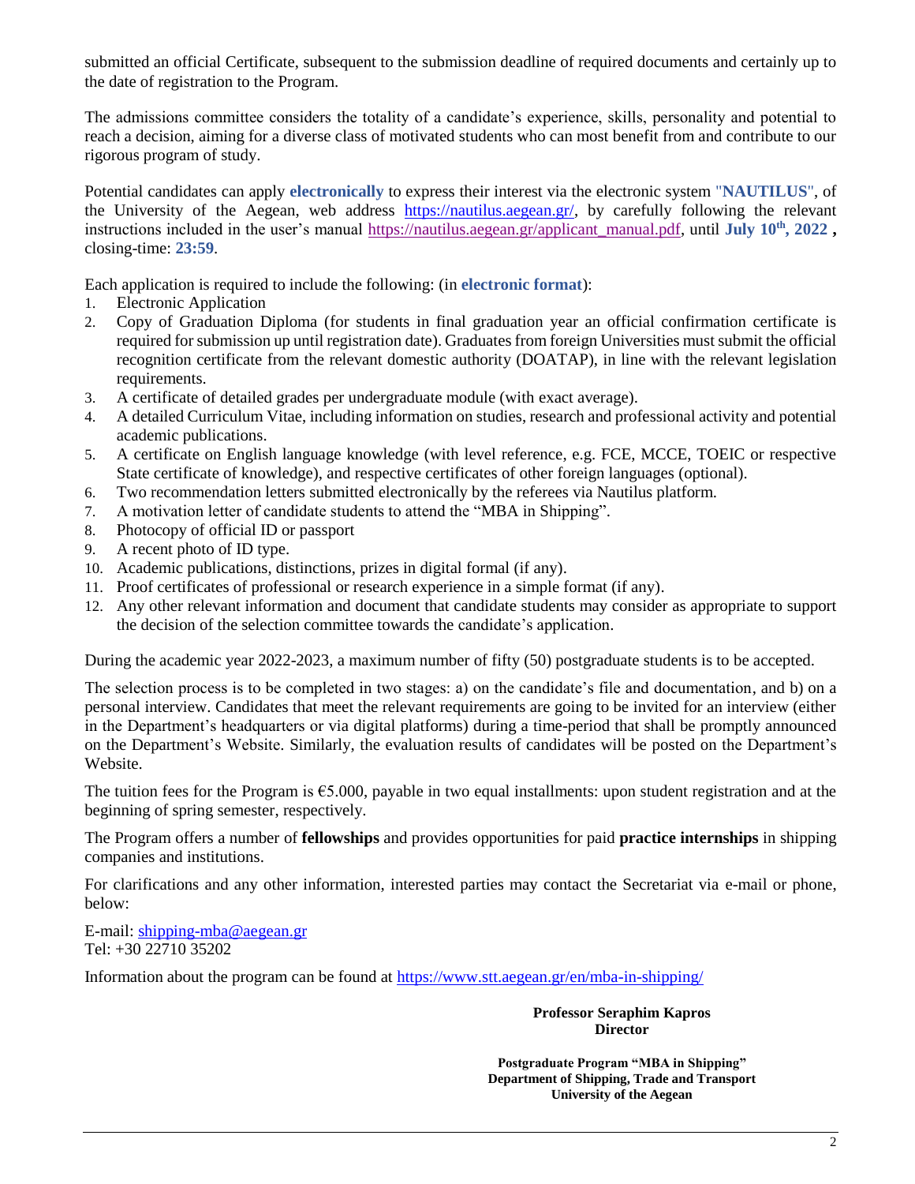submitted an official Certificate, subsequent to the submission deadline of required documents and certainly up to the date of registration to the Program.

The admissions committee considers the totality of a candidate's experience, skills, personality and potential to reach a decision, aiming for a diverse class of motivated students who can most benefit from and contribute to our rigorous program of study.

Potential candidates can apply **electronically** to express their interest via the electronic system "**NAUTILUS**", of the University of the Aegean, web address https://nautilus.aegean.gr/, by carefully following the relevant instructions included in the user's manual https://nautilus.aegean.gr/applicant_manual.pdf, until **July 10th, 2022 ,** closing-time: **23:59**.

Each application is required to include the following: (in **electronic format**):

1. Electronic Application
2. Copy of Graduation Diploma (for students in final graduation year an official confirmation certificate is required for submission up until registration date). Graduates from foreign Universities must submit the official recognition certificate from the relevant domestic authority (DOATAP), in line with the relevant legislation requirements.
3. A certificate of detailed grades per undergraduate module (with exact average).
4. A detailed Curriculum Vitae, including information on studies, research and professional activity and potential academic publications.
5. A certificate on English language knowledge (with level reference, e.g. FCE, MCCE, TOEIC or respective State certificate of knowledge), and respective certificates of other foreign languages (optional).
6. Two recommendation letters submitted electronically by the referees via Nautilus platform.
7. A motivation letter of candidate students to attend the "MBA in Shipping".
8. Photocopy of official ID or passport
9. A recent photo of ID type.
10. Academic publications, distinctions, prizes in digital formal (if any).
11. Proof certificates of professional or research experience in a simple format (if any).
12. Any other relevant information and document that candidate students may consider as appropriate to support the decision of the selection committee towards the candidate's application.

During the academic year 2022-2023, a maximum number of fifty (50) postgraduate students is to be accepted.

The selection process is to be completed in two stages: a) on the candidate's file and documentation, and b) on a personal interview. Candidates that meet the relevant requirements are going to be invited for an interview (either in the Department's headquarters or via digital platforms) during a time-period that shall be promptly announced on the Department's Website. Similarly, the evaluation results of candidates will be posted on the Department's Website.

The tuition fees for the Program is €5.000, payable in two equal installments: upon student registration and at the beginning of spring semester, respectively.

The Program offers a number of **fellowships** and provides opportunities for paid **practice internships** in shipping companies and institutions.

For clarifications and any other information, interested parties may contact the Secretariat via e-mail or phone, below:

E-mail: shipping-mba@aegean.gr
Tel: +30 22710 35202

Information about the program can be found at https://www.stt.aegean.gr/en/mba-in-shipping/

**Professor Seraphim Kapros**
**Director**

**Postgraduate Program "MBA in Shipping"**
**Department of Shipping, Trade and Transport**
**University of the Aegean**